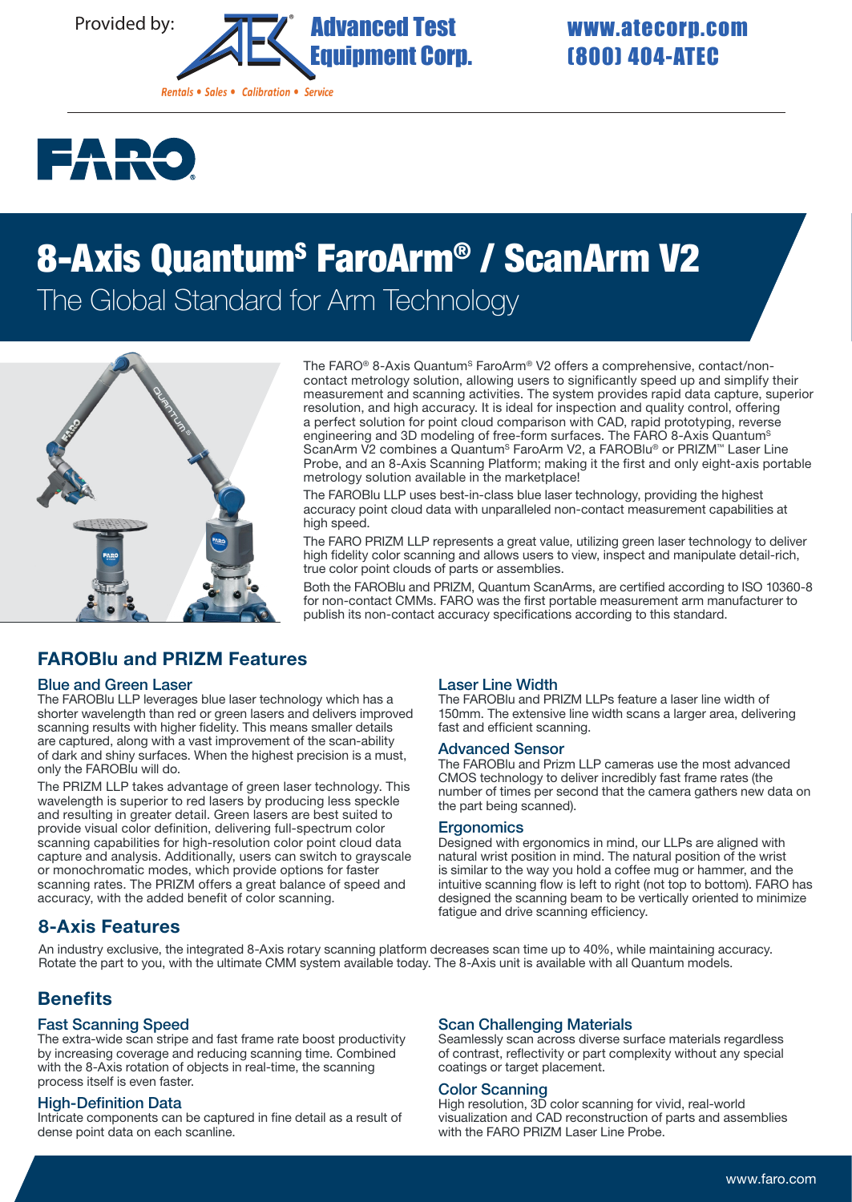Provided by: Advanced Test Equipment Corp.

*Rentals • Sales • Calibration • Service*

www.atecorp.com
(800) 404-ATEC

FARO

# 8-Axis Quantum$^S$ FaroArm® / ScanArm V2

## The Global Standard for Arm Technology

The FARO® 8-Axis Quantum$^S$ FaroArm® V2 offers a comprehensive, contact/non-contact metrology solution, allowing users to significantly speed up and simplify their measurement and scanning activities. The system provides rapid data capture, superior resolution, and high accuracy. It is ideal for inspection and quality control, offering a perfect solution for point cloud comparison with CAD, rapid prototyping, reverse engineering and 3D modeling of free-form surfaces. The FARO 8-Axis Quantum$^S$ ScanArm V2 combines a Quantum$^S$ FaroArm V2, a FAROBlu® or PRIZM™ Laser Line Probe, and an 8-Axis Scanning Platform; making it the first and only eight-axis portable metrology solution available in the marketplace!

The FAROBlu LLP uses best-in-class blue laser technology, providing the highest accuracy point cloud data with unparalleled non-contact measurement capabilities at high speed.

The FARO PRIZM LLP represents a great value, utilizing green laser technology to deliver high fidelity color scanning and allows users to view, inspect and manipulate detail-rich, true color point clouds of parts or assemblies.

Both the FAROBlu and PRIZM, Quantum ScanArms, are certified according to ISO 10360-8 for non-contact CMMs. FARO was the first portable measurement arm manufacturer to publish its non-contact accuracy specifications according to this standard.

## FAROBlu and PRIZM Features

### Blue and Green Laser

The FAROBlu LLP leverages blue laser technology which has a shorter wavelength than red or green lasers and delivers improved scanning results with higher fidelity. This means smaller details are captured, along with a vast improvement of the scan-ability of dark and shiny surfaces. When the highest precision is a must, only the FAROBlu will do.

The PRIZM LLP takes advantage of green laser technology. This wavelength is superior to red lasers by producing less speckle and resulting in greater detail. Green lasers are best suited to provide visual color definition, delivering full-spectrum color scanning capabilities for high-resolution color point cloud data capture and analysis. Additionally, users can switch to grayscale or monochromatic modes, which provide options for faster scanning rates. The PRIZM offers a great balance of speed and accuracy, with the added benefit of color scanning.

### Laser Line Width

The FAROBlu and PRIZM LLPs feature a laser line width of 150mm. The extensive line width scans a larger area, delivering fast and efficient scanning.

### Advanced Sensor

The FAROBlu and Prizm LLP cameras use the most advanced CMOS technology to deliver incredibly fast frame rates (the number of times per second that the camera gathers new data on the part being scanned).

### Ergonomics

Designed with ergonomics in mind, our LLPs are aligned with natural wrist position in mind. The natural position of the wrist is similar to the way you hold a coffee mug or hammer, and the intuitive scanning flow is left to right (not top to bottom). FARO has designed the scanning beam to be vertically oriented to minimize fatigue and drive scanning efficiency.

## 8-Axis Features

An industry exclusive, the integrated 8-Axis rotary scanning platform decreases scan time up to 40%, while maintaining accuracy. Rotate the part to you, with the ultimate CMM system available today. The 8-Axis unit is available with all Quantum models.

## Benefits

### Fast Scanning Speed

The extra-wide scan stripe and fast frame rate boost productivity by increasing coverage and reducing scanning time. Combined with the 8-Axis rotation of objects in real-time, the scanning process itself is even faster.

### High-Definition Data

Intricate components can be captured in fine detail as a result of dense point data on each scanline.

### Scan Challenging Materials

Seamlessly scan across diverse surface materials regardless of contrast, reflectivity or part complexity without any special coatings or target placement.

### Color Scanning

High resolution, 3D color scanning for vivid, real-world visualization and CAD reconstruction of parts and assemblies with the FARO PRIZM Laser Line Probe.

www.faro.com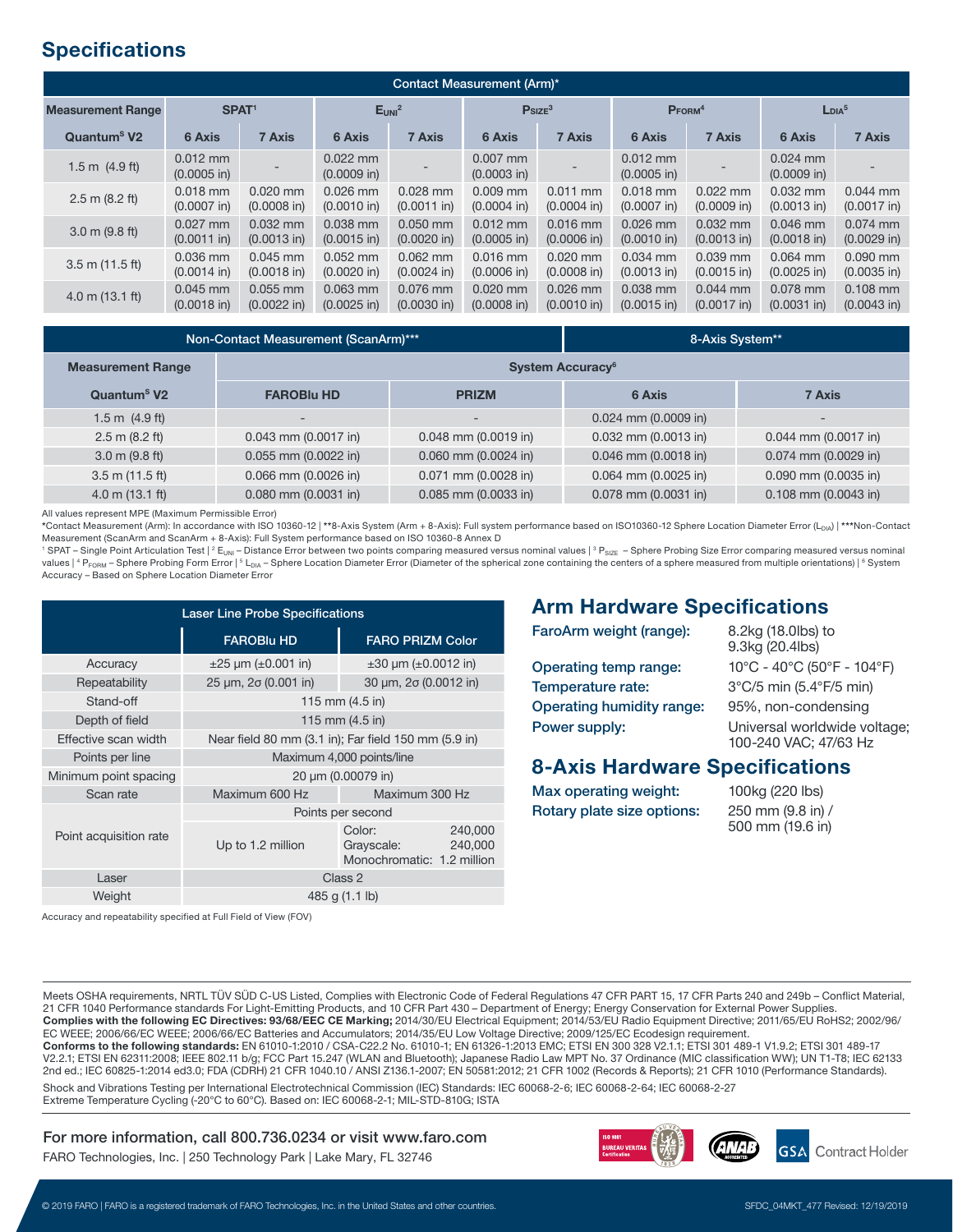## Specifications

| Contact Measurement (Arm)* | | | | | | | | | | |
|---|---|---|---|---|---|---|---|---|---|---|
| Measurement Range | SPAT[1] | | $E_{UNI}$[2] | | $P_{SIZE}$[3] | | $P_{FORM}$[4] | | $L_{DIA}$[5] | |
| Quantum[S] V2 | 6 Axis | 7 Axis | 6 Axis | 7 Axis | 6 Axis | 7 Axis | 6 Axis | 7 Axis | 6 Axis | 7 Axis |
| 1.5 m (4.9 ft) | 0.012 mm (0.0005 in) | - | 0.022 mm (0.0009 in) | - | 0.007 mm (0.0003 in) | - | 0.012 mm (0.0005 in) | - | 0.024 mm (0.0009 in) | - |
| 2.5 m (8.2 ft) | 0.018 mm (0.0007 in) | 0.020 mm (0.0008 in) | 0.026 mm (0.0010 in) | 0.028 mm (0.0011 in) | 0.009 mm (0.0004 in) | 0.011 mm (0.0004 in) | 0.018 mm (0.0007 in) | 0.022 mm (0.0009 in) | 0.032 mm (0.0013 in) | 0.044 mm (0.0017 in) |
| 3.0 m (9.8 ft) | 0.027 mm (0.0011 in) | 0.032 mm (0.0013 in) | 0.038 mm (0.0015 in) | 0.050 mm (0.0020 in) | 0.012 mm (0.0005 in) | 0.016 mm (0.0006 in) | 0.026 mm (0.0010 in) | 0.032 mm (0.0013 in) | 0.046 mm (0.0018 in) | 0.074 mm (0.0029 in) |
| 3.5 m (11.5 ft) | 0.036 mm (0.0014 in) | 0.045 mm (0.0018 in) | 0.052 mm (0.0020 in) | 0.062 mm (0.0024 in) | 0.016 mm (0.0006 in) | 0.020 mm (0.0008 in) | 0.034 mm (0.0013 in) | 0.039 mm (0.0015 in) | 0.064 mm (0.0025 in) | 0.090 mm (0.0035 in) |
| 4.0 m (13.1 ft) | 0.045 mm (0.0018 in) | 0.055 mm (0.0022 in) | 0.063 mm (0.0025 in) | 0.076 mm (0.0030 in) | 0.020 mm (0.0008 in) | 0.026 mm (0.0010 in) | 0.038 mm (0.0015 in) | 0.044 mm (0.0017 in) | 0.078 mm (0.0031 in) | 0.108 mm (0.0043 in) |

| Non-Contact Measurement (ScanArm)*** | | | 8-Axis System** | |
|---|---|---|---|---|
| Measurement Range | System Accuracy[6] | | | |
| Quantum[S] V2 | FAROBlu HD | PRIZM | 6 Axis | 7 Axis |
| 1.5 m (4.9 ft) | - | - | 0.024 mm (0.0009 in) | - |
| 2.5 m (8.2 ft) | 0.043 mm (0.0017 in) | 0.048 mm (0.0019 in) | 0.032 mm (0.0013 in) | 0.044 mm (0.0017 in) |
| 3.0 m (9.8 ft) | 0.055 mm (0.0022 in) | 0.060 mm (0.0024 in) | 0.046 mm (0.0018 in) | 0.074 mm (0.0029 in) |
| 3.5 m (11.5 ft) | 0.066 mm (0.0026 in) | 0.071 mm (0.0028 in) | 0.064 mm (0.0025 in) | 0.090 mm (0.0035 in) |
| 4.0 m (13.1 ft) | 0.080 mm (0.0031 in) | 0.085 mm (0.0033 in) | 0.078 mm (0.0031 in) | 0.108 mm (0.0043 in) |

All values represent MPE (Maximum Permissible Error)

*Contact Measurement (Arm): In accordance with ISO 10360-12 | **8-Axis System (Arm + 8-Axis): Full system performance based on ISO10360-12 Sphere Location Diameter Error ($L_{DIA}$) | ***Non-Contact Measurement (ScanArm and ScanArm + 8-Axis): Full System performance based on ISO 10360-8 Annex D

[1] SPAT – Single Point Articulation Test | [2] $E_{UNI}$ – Distance Error between two points comparing measured versus nominal values | [3] $P_{SIZE}$ – Sphere Probing Size Error comparing measured versus nominal values | [4] $P_{FORM}$ – Sphere Probing Form Error | [5] $L_{DIA}$ – Sphere Location Diameter Error (Diameter of the spherical zone containing the centers of a sphere measured from multiple orientations) | [6] System Accuracy – Based on Sphere Location Diameter Error

| Laser Line Probe Specifications | | |
|---|---|---|
| | FAROBlu HD | FARO PRIZM Color |
| Accuracy | ±25 μm (±0.001 in) | ±30 μm (±0.0012 in) |
| Repeatability | 25 μm, 2σ (0.001 in) | 30 μm, 2σ (0.0012 in) |
| Stand-off | 115 mm (4.5 in) | |
| Depth of field | 115 mm (4.5 in) | |
| Effective scan width | Near field 80 mm (3.1 in); Far field 150 mm (5.9 in) | |
| Points per line | Maximum 4,000 points/line | |
| Minimum point spacing | 20 μm (0.00079 in) | |
| Scan rate | Maximum 600 Hz | Maximum 300 Hz |
| Point acquisition rate | Points per second | |
| | Up to 1.2 million | Color: 240,000<br>Grayscale: 240,000<br>Monochromatic: 1.2 million |
| Laser | Class 2 | |
| Weight | 485 g (1.1 lb) | |

Accuracy and repeatability specified at Full Field of View (FOV)

## Arm Hardware Specifications

**FaroArm weight (range):** 8.2kg (18.0lbs) to 9.3kg (20.4lbs)

**Operating temp range:** 10°C - 40°C (50°F - 104°F)

**Temperature rate:** 3°C/5 min (5.4°F/5 min)

**Operating humidity range:** 95%, non-condensing

**Power supply:** Universal worldwide voltage; 100-240 VAC; 47/63 Hz

## 8-Axis Hardware Specifications

**Max operating weight:** 100kg (220 lbs)

**Rotary plate size options:** 250 mm (9.8 in) / 500 mm (19.6 in)

Meets OSHA requirements, NRTL TÜV SÜD C-US Listed, Complies with Electronic Code of Federal Regulations 47 CFR PART 15, 17 CFR Parts 240 and 249b – Conflict Material, 21 CFR 1040 Performance standards For Light-Emitting Products, and 10 CFR Part 430 – Department of Energy; Energy Conservation for External Power Supplies.
**Complies with the following EC Directives: 93/68/EEC CE Marking;** 2014/30/EU Electrical Equipment; 2014/53/EU Radio Equipment Directive; 2011/65/EU RoHS2; 2002/96/EC WEEE; 2006/66/EC WEEE; 2006/66/EC Batteries and Accumulators; 2014/35/EU Low Voltage Directive; 2009/125/EC Ecodesign requirement.
**Conforms to the following standards:** EN 61010-1:2010 / CSA-C22.2 No. 61010-1; EN 61326-1:2013 EMC; ETSI EN 300 328 V2.1.1; ETSI 301 489-1 V1.9.2; ETSI 301 489-17 V2.2.1; ETSI EN 62311:2008; IEEE 802.11 b/g; FCC Part 15.247 (WLAN and Bluetooth); Japanese Radio Law MPT No. 37 Ordinance (MIC classification WW); UN T1-T8; IEC 62133 2nd ed.; IEC 60825-1:2014 ed3.0; FDA (CDRH) 21 CFR 1040.10 / ANSI Z136.1-2007; EN 50581:2012; 21 CFR 1002 (Records & Reports); 21 CFR 1010 (Performance Standards).

Shock and Vibrations Testing per International Electrotechnical Commission (IEC) Standards: IEC 60068-2-6; IEC 60068-2-64; IEC 60068-2-27
Extreme Temperature Cycling (-20°C to 60°C). Based on: IEC 60068-2-1; MIL-STD-810G; ISTA

For more information, call 800.736.0234 or visit www.faro.com

FARO Technologies, Inc. | 250 Technology Park | Lake Mary, FL 32746

GSA Contract Holder

© 2019 FARO | FARO is a registered trademark of FARO Technologies, Inc. in the United States and other countries.

SFDC_04MKT_477 Revised: 12/19/2019